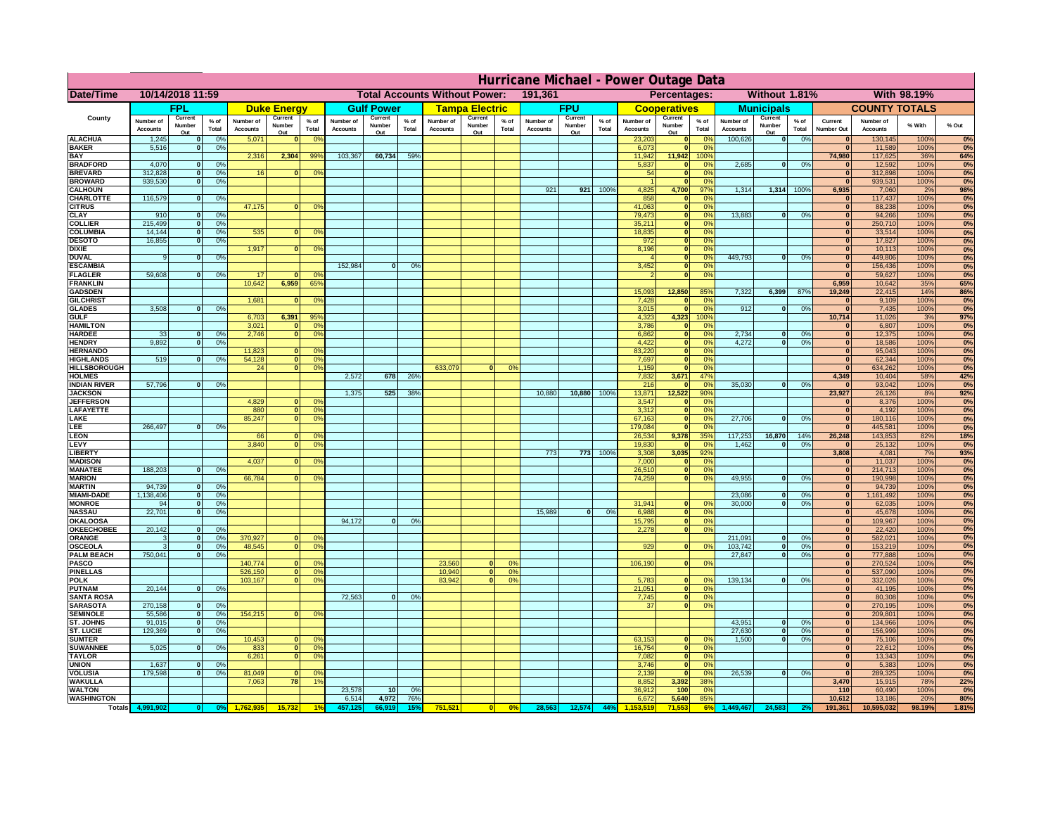# Hurricane Michael - Power Outage Data

| Date/Time | 10/14/2018 11:59 | | | Total Accounts Without Power: | 191,361 | | | | | | | | | | | | | Percentages: | | | Without 1.81% | | | With 98.19% | | | |
|---|---|---|---|---|---|---|---|---|---|---|---|---|---|---|---|---|---|---|---|---|---|---|---|---|---|---|---|
| County | FPL | | | Duke Energy | | | Gulf Power | | | Tampa Electric | | | FPU | | | Cooperatives | | | Municipals | | | COUNTY TOTALS | | | |
| | Number of Accounts | Current Number Out | % of Total | Number of Accounts | Current Number Out | % of Total | Number of Accounts | Current Number Out | % of Total | Number of Accounts | Current Number Out | % of Total | Number of Accounts | Current Number Out | % of Total | Number of Accounts | Current Number Out | % of Total | Number of Accounts | Current Number Out | % of Total | Current Number Out | Number of Accounts | % With | % Out |
| ALACHUA | 1,245 | 0 | 0% | 5,071 | 0 | 0% | | | | | | | | | | 23,203 | 0 | 0% | 100,626 | 0 | 0% | 0 | 130,145 | 100% | 0% |
| BAKER | 5,516 | 0 | 0% | | | | | | | | | | | | | 6,073 | 0 | 0% | | | | 0 | 11,589 | 100% | 0% |
| BAY | | | | 2,316 | 2,304 | 99% | 103,367 | 60,734 | 59% | | | | | | | 11,942 | 11,942 | 100% | | | | 74,980 | 117,625 | 36% | 64% |
| BRADFORD | 4,070 | 0 | 0% | | | | | | | | | | | | | 5,837 | 0 | 0% | 2,685 | 0 | 0% | 0 | 12,592 | 100% | 0% |
| BREVARD | 312,828 | 0 | 0% | 16 | 0 | 0% | | | | | | | | | | 54 | 0 | 0% | | | | 0 | 312,898 | 100% | 0% |
| BROWARD | 939,530 | 0 | 0% | | | | | | | | | | | | | 1 | 0 | 0% | | | | 0 | 939,531 | 100% | 0% |
| CALHOUN | | | | | | | | | | | | | 921 | 921 | 100% | 4,825 | 4,700 | 97% | 1,314 | 1,314 | 100% | 6,935 | 7,060 | 2% | 98% |
| CHARLOTTE | 116,579 | 0 | 0% | | | | | | | | | | | | | 858 | 0 | 0% | | | | 0 | 117,437 | 100% | 0% |
| CITRUS | | | | 47,175 | 0 | 0% | | | | | | | | | | 41,063 | 0 | 0% | | | | 0 | 88,238 | 100% | 0% |
| CLAY | 910 | 0 | 0% | | | | | | | | | | | | | 79,473 | 0 | 0% | 13,883 | 0 | 0% | 0 | 94,266 | 100% | 0% |
| COLLIER | 215,499 | 0 | 0% | | | | | | | | | | | | | 35,211 | 0 | 0% | | | | 0 | 250,710 | 100% | 0% |
| COLUMBIA | 14,144 | 0 | 0% | 535 | 0 | 0% | | | | | | | | | | 18,835 | 0 | 0% | | | | 0 | 33,514 | 100% | 0% |
| DESOTO | 16,855 | 0 | 0% | | | | | | | | | | | | | 972 | 0 | 0% | | | | 0 | 17,827 | 100% | 0% |
| DIXIE | | | | 1,917 | 0 | 0% | | | | | | | | | | 8,196 | 0 | 0% | | | | 0 | 10,113 | 100% | 0% |
| DUVAL | 9 | 0 | 0% | | | | | | | | | | | | | 4 | 0 | 0% | 449,793 | 0 | 0% | 0 | 449,806 | 100% | 0% |
| ESCAMBIA | | | | | | | 152,984 | 0 | 0% | | | | | | | 3,452 | 0 | 0% | | | | 0 | 156,436 | 100% | 0% |
| FLAGLER | 59,608 | 0 | 0% | 17 | 0 | 0% | | | | | | | | | | 2 | 0 | 0% | | | | 0 | 59,627 | 100% | 0% |
| FRANKLIN | | | | 10,642 | 6,959 | 65% | | | | | | | | | | | | | | | | 6,959 | 10,642 | 35% | 65% |
| GADSDEN | | | | | | | | | | | | | | | | 15,093 | 12,850 | 85% | 7,322 | 6,399 | 87% | 19,249 | 22,415 | 14% | 86% |
| GILCHRIST | | | | 1,681 | 0 | 0% | | | | | | | | | | 7,428 | 0 | 0% | | | | 0 | 9,109 | 100% | 0% |
| GLADES | 3,508 | 0 | 0% | | | | | | | | | | | | | 3,015 | 0 | 0% | 912 | 0 | 0% | 0 | 7,435 | 100% | 0% |
| GULF | | | | 6,703 | 6,391 | 95% | | | | | | | | | | 4,323 | 4,323 | 100% | | | | 10,714 | 11,026 | 3% | 97% |
| HAMILTON | | | | 3,021 | 0 | 0% | | | | | | | | | | 3,786 | 0 | 0% | | | | 0 | 6,807 | 100% | 0% |
| HARDEE | 33 | 0 | 0% | 2,746 | 0 | 0% | | | | | | | | | | 6,862 | 0 | 0% | 2,734 | 0 | 0% | 0 | 12,375 | 100% | 0% |
| HENDRY | 9,892 | 0 | 0% | | | | | | | | | | | | | 4,422 | 0 | 0% | 4,272 | 0 | 0% | 0 | 18,586 | 100% | 0% |
| HERNANDO | | | | 11,823 | 0 | 0% | | | | | | | | | | 83,220 | 0 | 0% | | | | 0 | 95,043 | 100% | 0% |
| HIGHLANDS | 519 | 0 | 0% | 54,128 | 0 | 0% | | | | | | | | | | 7,697 | 0 | 0% | | | | 0 | 62,344 | 100% | 0% |
| HILLSBOROUGH | | | | 24 | 0 | 0% | | | | 633,079 | 0 | 0% | | | | 1,159 | 0 | 0% | | | | 0 | 634,262 | 100% | 0% |
| HOLMES | | | | | | | 2,572 | 678 | 26% | | | | | | | 7,832 | 3,671 | 47% | | | | 4,349 | 10,404 | 58% | 42% |
| INDIAN RIVER | 57,796 | 0 | 0% | | | | | | | | | | | | | 216 | 0 | 0% | 35,030 | 0 | 0% | 0 | 93,042 | 100% | 0% |
| JACKSON | | | | | | | 1,375 | 525 | 38% | | | | 10,880 | 10,880 | 100% | 13,871 | 12,522 | 90% | | | | 23,927 | 26,126 | 8% | 92% |
| JEFFERSON | | | | 4,829 | 0 | 0% | | | | | | | | | | 3,547 | 0 | 0% | | | | 0 | 8,376 | 100% | 0% |
| LAFAYETTE | | | | 880 | 0 | 0% | | | | | | | | | | 3,312 | 0 | 0% | | | | 0 | 4,192 | 100% | 0% |
| LAKE | | | | 85,247 | 0 | 0% | | | | | | | | | | 67,163 | 0 | 0% | 27,706 | 0 | 0% | 0 | 180,116 | 100% | 0% |
| LEE | 266,497 | 0 | 0% | | | | | | | | | | | | | 179,084 | 0 | 0% | | | | 0 | 445,581 | 100% | 0% |
| LEON | | | | 66 | 0 | 0% | | | | | | | | | | 26,534 | 9,378 | 35% | 117,253 | 16,870 | 14% | 26,248 | 143,853 | 82% | 18% |
| LEVY | | | | 3,840 | 0 | 0% | | | | | | | | | | 19,830 | 0 | 0% | 1,462 | 0 | 0% | 0 | 25,132 | 100% | 0% |
| LIBERTY | | | | | | | | | | | | | 773 | 773 | 100% | 3,308 | 3,035 | 92% | | | | 3,808 | 4,081 | 7% | 93% |
| MADISON | | | | 4,037 | 0 | 0% | | | | | | | | | | 7,000 | 0 | 0% | | | | 0 | 11,037 | 100% | 0% |
| MANATEE | 188,203 | 0 | 0% | | | | | | | | | | | | | 26,510 | 0 | 0% | | | | 0 | 214,713 | 100% | 0% |
| MARION | | | | 66,784 | 0 | 0% | | | | | | | | | | 74,259 | 0 | 0% | 49,955 | 0 | 0% | 0 | 190,998 | 100% | 0% |
| MARTIN | 94,739 | 0 | 0% | | | | | | | | | | | | | | | | | | | 0 | 94,739 | 100% | 0% |
| MIAMI-DADE | 1,138,406 | 0 | 0% | | | | | | | | | | | | | | | | 23,086 | 0 | 0% | 0 | 1,161,492 | 100% | 0% |
| MONROE | 94 | 0 | 0% | | | | | | | | | | | | | 31,941 | 0 | 0% | 30,000 | 0 | 0% | 0 | 62,035 | 100% | 0% |
| NASSAU | 22,701 | 0 | 0% | | | | | | | | | | 15,989 | 0 | 0% | 6,988 | 0 | 0% | | | | 0 | 45,678 | 100% | 0% |
| OKALOOSA | | | | | | | 94,172 | 0 | 0% | | | | | | | 15,795 | 0 | 0% | | | | 0 | 109,967 | 100% | 0% |
| OKEECHOBEE | 20,142 | 0 | 0% | | | | | | | | | | | | | 2,278 | 0 | 0% | | | | 0 | 22,420 | 100% | 0% |
| ORANGE | 3 | 0 | 0% | 370,927 | 0 | 0% | | | | | | | | | | | | | 211,091 | 0 | 0% | 0 | 582,021 | 100% | 0% |
| OSCEOLA | 3 | 0 | 0% | 48,545 | 0 | 0% | | | | | | | | | | 929 | 0 | 0% | 103,742 | 0 | 0% | 0 | 153,219 | 100% | 0% |
| PALM BEACH | 750,041 | 0 | 0% | | | | | | | | | | | | | | | | 27,847 | 0 | 0% | 0 | 777,888 | 100% | 0% |
| PASCO | | | | 140,774 | 0 | 0% | | | | 23,560 | 0 | 0% | | | | 106,190 | 0 | 0% | | | | 0 | 270,524 | 100% | 0% |
| PINELLAS | | | | 526,150 | 0 | 0% | | | | 10,940 | 0 | 0% | | | | | | | | | | 0 | 537,090 | 100% | 0% |
| POLK | | | | 103,167 | 0 | 0% | | | | 83,942 | 0 | 0% | | | | 5,783 | 0 | 0% | 139,134 | 0 | 0% | 0 | 332,026 | 100% | 0% |
| PUTNAM | 20,144 | 0 | 0% | | | | | | | | | | | | | 21,051 | 0 | 0% | | | | 0 | 41,195 | 100% | 0% |
| SANTA ROSA | | | | | | | 72,563 | 0 | 0% | | | | | | | 7,745 | 0 | 0% | | | | 0 | 80,308 | 100% | 0% |
| SARASOTA | 270,158 | 0 | 0% | | | | | | | | | | | | | 37 | 0 | 0% | | | | 0 | 270,195 | 100% | 0% |
| SEMINOLE | 55,586 | 0 | 0% | 154,215 | 0 | 0% | | | | | | | | | | | | | | | | 0 | 209,801 | 100% | 0% |
| ST. JOHNS | 91,015 | 0 | 0% | | | | | | | | | | | | | | | | 43,951 | 0 | 0% | 0 | 134,966 | 100% | 0% |
| ST. LUCIE | 129,369 | 0 | 0% | | | | | | | | | | | | | | | | 27,630 | 0 | 0% | 0 | 156,999 | 100% | 0% |
| SUMTER | | | | 10,453 | 0 | 0% | | | | | | | | | | 63,153 | 0 | 0% | 1,500 | 0 | 0% | 0 | 75,106 | 100% | 0% |
| SUWANNEE | 5,025 | 0 | 0% | 833 | 0 | 0% | | | | | | | | | | 16,754 | 0 | 0% | | | | 0 | 22,612 | 100% | 0% |
| TAYLOR | | | | 6,261 | 0 | 0% | | | | | | | | | | 7,082 | 0 | 0% | | | | 0 | 13,343 | 100% | 0% |
| UNION | 1,637 | 0 | 0% | | | | | | | | | | | | | 3,746 | 0 | 0% | | | | 0 | 5,383 | 100% | 0% |
| VOLUSIA | 179,598 | 0 | 0% | 81,049 | 0 | 0% | | | | | | | | | | 2,139 | 0 | 0% | 26,539 | 0 | 0% | 0 | 289,325 | 100% | 0% |
| WAKULLA | | | | 7,063 | 78 | 1% | | | | | | | | | | 8,852 | 3,392 | 38% | | | | 3,470 | 15,915 | 78% | 22% |
| WALTON | | | | | | | 23,578 | 10 | 0% | | | | | | | 36,912 | 100 | 0% | | | | 110 | 60,490 | 100% | 0% |
| WASHINGTON | | | | | | | 6,514 | 4,972 | 76% | | | | | | | 6,672 | 5,640 | 85% | | | | 10,612 | 13,186 | 20% | 80% |
| Totals | 4,991,902 | 0 | 0% | 1,762,935 | 15,732 | 1% | 457,125 | 66,919 | 15% | 751,521 | 0 | 0% | 28,563 | 12,574 | 44% | 1,153,519 | 71,553 | 6% | 1,449,467 | 24,583 | 2% | 191,361 | 10,595,032 | 98.19% | 1.81% |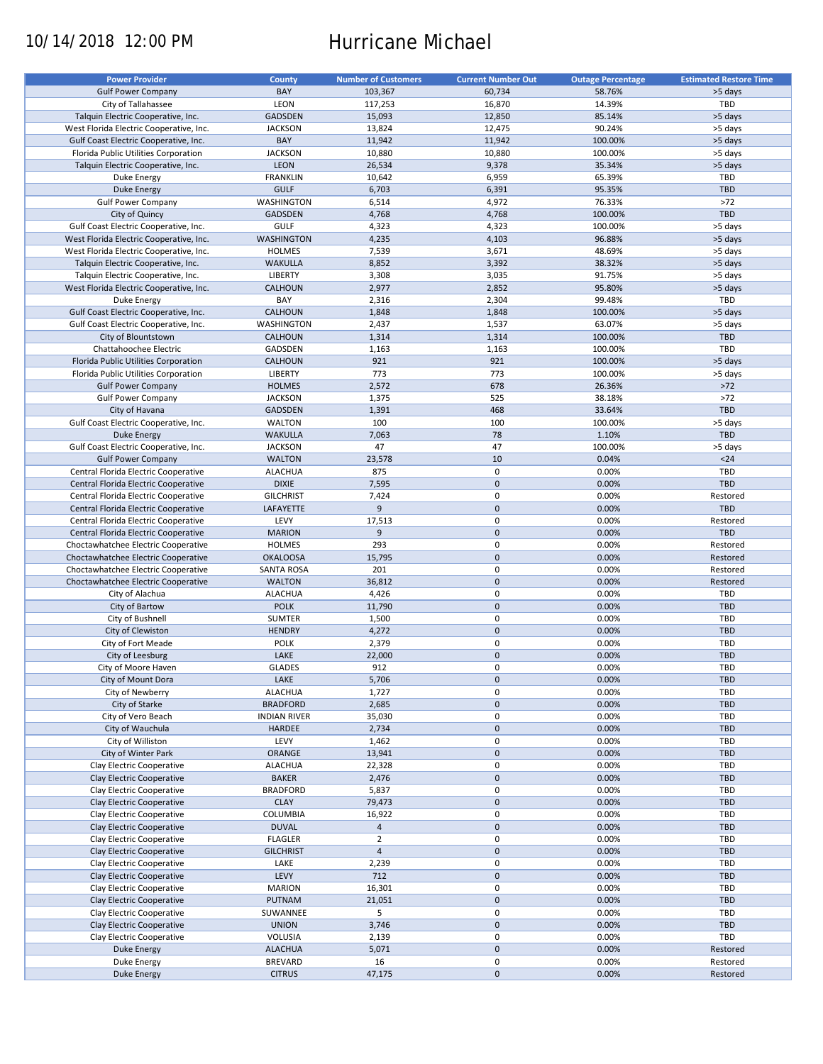10/14/2018 12:00 PM

# Hurricane Michael

| Power Provider | County | Number of Customers | Current Number Out | Outage Percentage | Estimated Restore Time |
|---|---|---|---|---|---|
| Gulf Power Company | BAY | 103,367 | 60,734 | 58.76% | >5 days |
| City of Tallahassee | LEON | 117,253 | 16,870 | 14.39% | TBD |
| Talquin Electric Cooperative, Inc. | GADSDEN | 15,093 | 12,850 | 85.14% | >5 days |
| West Florida Electric Cooperative, Inc. | JACKSON | 13,824 | 12,475 | 90.24% | >5 days |
| Gulf Coast Electric Cooperative, Inc. | BAY | 11,942 | 11,942 | 100.00% | >5 days |
| Florida Public Utilities Corporation | JACKSON | 10,880 | 10,880 | 100.00% | >5 days |
| Talquin Electric Cooperative, Inc. | LEON | 26,534 | 9,378 | 35.34% | >5 days |
| Duke Energy | FRANKLIN | 10,642 | 6,959 | 65.39% | TBD |
| Duke Energy | GULF | 6,703 | 6,391 | 95.35% | TBD |
| Gulf Power Company | WASHINGTON | 6,514 | 4,972 | 76.33% | >72 |
| City of Quincy | GADSDEN | 4,768 | 4,768 | 100.00% | TBD |
| Gulf Coast Electric Cooperative, Inc. | GULF | 4,323 | 4,323 | 100.00% | >5 days |
| West Florida Electric Cooperative, Inc. | WASHINGTON | 4,235 | 4,103 | 96.88% | >5 days |
| West Florida Electric Cooperative, Inc. | HOLMES | 7,539 | 3,671 | 48.69% | >5 days |
| Talquin Electric Cooperative, Inc. | WAKULLA | 8,852 | 3,392 | 38.32% | >5 days |
| Talquin Electric Cooperative, Inc. | LIBERTY | 3,308 | 3,035 | 91.75% | >5 days |
| West Florida Electric Cooperative, Inc. | CALHOUN | 2,977 | 2,852 | 95.80% | >5 days |
| Duke Energy | BAY | 2,316 | 2,304 | 99.48% | TBD |
| Gulf Coast Electric Cooperative, Inc. | CALHOUN | 1,848 | 1,848 | 100.00% | >5 days |
| Gulf Coast Electric Cooperative, Inc. | WASHINGTON | 2,437 | 1,537 | 63.07% | >5 days |
| City of Blountstown | CALHOUN | 1,314 | 1,314 | 100.00% | TBD |
| Chattahoochee Electric | GADSDEN | 1,163 | 1,163 | 100.00% | TBD |
| Florida Public Utilities Corporation | CALHOUN | 921 | 921 | 100.00% | >5 days |
| Florida Public Utilities Corporation | LIBERTY | 773 | 773 | 100.00% | >5 days |
| Gulf Power Company | HOLMES | 2,572 | 678 | 26.36% | >72 |
| Gulf Power Company | JACKSON | 1,375 | 525 | 38.18% | >72 |
| City of Havana | GADSDEN | 1,391 | 468 | 33.64% | TBD |
| Gulf Coast Electric Cooperative, Inc. | WALTON | 100 | 100 | 100.00% | >5 days |
| Duke Energy | WAKULLA | 7,063 | 78 | 1.10% | TBD |
| Gulf Coast Electric Cooperative, Inc. | JACKSON | 47 | 47 | 100.00% | >5 days |
| Gulf Power Company | WALTON | 23,578 | 10 | 0.04% | <24 |
| Central Florida Electric Cooperative | ALACHUA | 875 | 0 | 0.00% | TBD |
| Central Florida Electric Cooperative | DIXIE | 7,595 | 0 | 0.00% | TBD |
| Central Florida Electric Cooperative | GILCHRIST | 7,424 | 0 | 0.00% | Restored |
| Central Florida Electric Cooperative | LAFAYETTE | 9 | 0 | 0.00% | TBD |
| Central Florida Electric Cooperative | LEVY | 17,513 | 0 | 0.00% | Restored |
| Central Florida Electric Cooperative | MARION | 9 | 0 | 0.00% | TBD |
| Choctawhatchee Electric Cooperative | HOLMES | 293 | 0 | 0.00% | Restored |
| Choctawhatchee Electric Cooperative | OKALOOSA | 15,795 | 0 | 0.00% | Restored |
| Choctawhatchee Electric Cooperative | SANTA ROSA | 201 | 0 | 0.00% | Restored |
| Choctawhatchee Electric Cooperative | WALTON | 36,812 | 0 | 0.00% | Restored |
| City of Alachua | ALACHUA | 4,426 | 0 | 0.00% | TBD |
| City of Bartow | POLK | 11,790 | 0 | 0.00% | TBD |
| City of Bushnell | SUMTER | 1,500 | 0 | 0.00% | TBD |
| City of Clewiston | HENDRY | 4,272 | 0 | 0.00% | TBD |
| City of Fort Meade | POLK | 2,379 | 0 | 0.00% | TBD |
| City of Leesburg | LAKE | 22,000 | 0 | 0.00% | TBD |
| City of Moore Haven | GLADES | 912 | 0 | 0.00% | TBD |
| City of Mount Dora | LAKE | 5,706 | 0 | 0.00% | TBD |
| City of Newberry | ALACHUA | 1,727 | 0 | 0.00% | TBD |
| City of Starke | BRADFORD | 2,685 | 0 | 0.00% | TBD |
| City of Vero Beach | INDIAN RIVER | 35,030 | 0 | 0.00% | TBD |
| City of Wauchula | HARDEE | 2,734 | 0 | 0.00% | TBD |
| City of Williston | LEVY | 1,462 | 0 | 0.00% | TBD |
| City of Winter Park | ORANGE | 13,941 | 0 | 0.00% | TBD |
| Clay Electric Cooperative | ALACHUA | 22,328 | 0 | 0.00% | TBD |
| Clay Electric Cooperative | BAKER | 2,476 | 0 | 0.00% | TBD |
| Clay Electric Cooperative | BRADFORD | 5,837 | 0 | 0.00% | TBD |
| Clay Electric Cooperative | CLAY | 79,473 | 0 | 0.00% | TBD |
| Clay Electric Cooperative | COLUMBIA | 16,922 | 0 | 0.00% | TBD |
| Clay Electric Cooperative | DUVAL | 4 | 0 | 0.00% | TBD |
| Clay Electric Cooperative | FLAGLER | 2 | 0 | 0.00% | TBD |
| Clay Electric Cooperative | GILCHRIST | 4 | 0 | 0.00% | TBD |
| Clay Electric Cooperative | LAKE | 2,239 | 0 | 0.00% | TBD |
| Clay Electric Cooperative | LEVY | 712 | 0 | 0.00% | TBD |
| Clay Electric Cooperative | MARION | 16,301 | 0 | 0.00% | TBD |
| Clay Electric Cooperative | PUTNAM | 21,051 | 0 | 0.00% | TBD |
| Clay Electric Cooperative | SUWANNEE | 5 | 0 | 0.00% | TBD |
| Clay Electric Cooperative | UNION | 3,746 | 0 | 0.00% | TBD |
| Clay Electric Cooperative | VOLUSIA | 2,139 | 0 | 0.00% | TBD |
| Duke Energy | ALACHUA | 5,071 | 0 | 0.00% | Restored |
| Duke Energy | BREVARD | 16 | 0 | 0.00% | Restored |
| Duke Energy | CITRUS | 47,175 | 0 | 0.00% | Restored |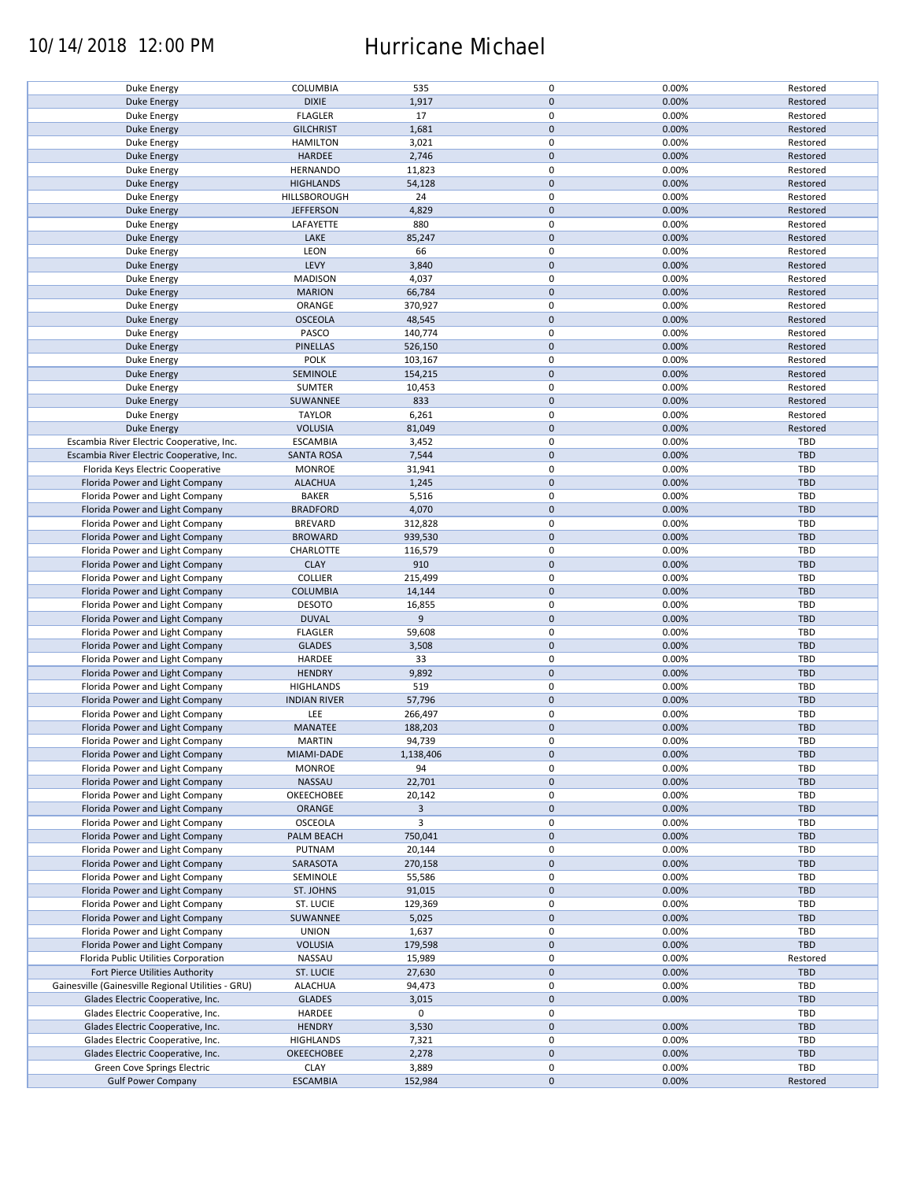| Duke Energy | COLUMBIA | 535 | 0 | 0.00% | Restored |
|---|---|---|---|---|---|
| Duke Energy | DIXIE | 1,917 | 0 | 0.00% | Restored |
| Duke Energy | FLAGLER | 17 | 0 | 0.00% | Restored |
| Duke Energy | GILCHRIST | 1,681 | 0 | 0.00% | Restored |
| Duke Energy | HAMILTON | 3,021 | 0 | 0.00% | Restored |
| Duke Energy | HARDEE | 2,746 | 0 | 0.00% | Restored |
| Duke Energy | HERNANDO | 11,823 | 0 | 0.00% | Restored |
| Duke Energy | HIGHLANDS | 54,128 | 0 | 0.00% | Restored |
| Duke Energy | HILLSBOROUGH | 24 | 0 | 0.00% | Restored |
| Duke Energy | JEFFERSON | 4,829 | 0 | 0.00% | Restored |
| Duke Energy | LAFAYETTE | 880 | 0 | 0.00% | Restored |
| Duke Energy | LAKE | 85,247 | 0 | 0.00% | Restored |
| Duke Energy | LEON | 66 | 0 | 0.00% | Restored |
| Duke Energy | LEVY | 3,840 | 0 | 0.00% | Restored |
| Duke Energy | MADISON | 4,037 | 0 | 0.00% | Restored |
| Duke Energy | MARION | 66,784 | 0 | 0.00% | Restored |
| Duke Energy | ORANGE | 370,927 | 0 | 0.00% | Restored |
| Duke Energy | OSCEOLA | 48,545 | 0 | 0.00% | Restored |
| Duke Energy | PASCO | 140,774 | 0 | 0.00% | Restored |
| Duke Energy | PINELLAS | 526,150 | 0 | 0.00% | Restored |
| Duke Energy | POLK | 103,167 | 0 | 0.00% | Restored |
| Duke Energy | SEMINOLE | 154,215 | 0 | 0.00% | Restored |
| Duke Energy | SUMTER | 10,453 | 0 | 0.00% | Restored |
| Duke Energy | SUWANNEE | 833 | 0 | 0.00% | Restored |
| Duke Energy | TAYLOR | 6,261 | 0 | 0.00% | Restored |
| Duke Energy | VOLUSIA | 81,049 | 0 | 0.00% | Restored |
| Escambia River Electric Cooperative, Inc. | ESCAMBIA | 3,452 | 0 | 0.00% | TBD |
| Escambia River Electric Cooperative, Inc. | SANTA ROSA | 7,544 | 0 | 0.00% | TBD |
| Florida Keys Electric Cooperative | MONROE | 31,941 | 0 | 0.00% | TBD |
| Florida Power and Light Company | ALACHUA | 1,245 | 0 | 0.00% | TBD |
| Florida Power and Light Company | BAKER | 5,516 | 0 | 0.00% | TBD |
| Florida Power and Light Company | BRADFORD | 4,070 | 0 | 0.00% | TBD |
| Florida Power and Light Company | BREVARD | 312,828 | 0 | 0.00% | TBD |
| Florida Power and Light Company | BROWARD | 939,530 | 0 | 0.00% | TBD |
| Florida Power and Light Company | CHARLOTTE | 116,579 | 0 | 0.00% | TBD |
| Florida Power and Light Company | CLAY | 910 | 0 | 0.00% | TBD |
| Florida Power and Light Company | COLLIER | 215,499 | 0 | 0.00% | TBD |
| Florida Power and Light Company | COLUMBIA | 14,144 | 0 | 0.00% | TBD |
| Florida Power and Light Company | DESOTO | 16,855 | 0 | 0.00% | TBD |
| Florida Power and Light Company | DUVAL | 9 | 0 | 0.00% | TBD |
| Florida Power and Light Company | FLAGLER | 59,608 | 0 | 0.00% | TBD |
| Florida Power and Light Company | GLADES | 3,508 | 0 | 0.00% | TBD |
| Florida Power and Light Company | HARDEE | 33 | 0 | 0.00% | TBD |
| Florida Power and Light Company | HENDRY | 9,892 | 0 | 0.00% | TBD |
| Florida Power and Light Company | HIGHLANDS | 519 | 0 | 0.00% | TBD |
| Florida Power and Light Company | INDIAN RIVER | 57,796 | 0 | 0.00% | TBD |
| Florida Power and Light Company | LEE | 266,497 | 0 | 0.00% | TBD |
| Florida Power and Light Company | MANATEE | 188,203 | 0 | 0.00% | TBD |
| Florida Power and Light Company | MARTIN | 94,739 | 0 | 0.00% | TBD |
| Florida Power and Light Company | MIAMI-DADE | 1,138,406 | 0 | 0.00% | TBD |
| Florida Power and Light Company | MONROE | 94 | 0 | 0.00% | TBD |
| Florida Power and Light Company | NASSAU | 22,701 | 0 | 0.00% | TBD |
| Florida Power and Light Company | OKEECHOBEE | 20,142 | 0 | 0.00% | TBD |
| Florida Power and Light Company | ORANGE | 3 | 0 | 0.00% | TBD |
| Florida Power and Light Company | OSCEOLA | 3 | 0 | 0.00% | TBD |
| Florida Power and Light Company | PALM BEACH | 750,041 | 0 | 0.00% | TBD |
| Florida Power and Light Company | PUTNAM | 20,144 | 0 | 0.00% | TBD |
| Florida Power and Light Company | SARASOTA | 270,158 | 0 | 0.00% | TBD |
| Florida Power and Light Company | SEMINOLE | 55,586 | 0 | 0.00% | TBD |
| Florida Power and Light Company | ST. JOHNS | 91,015 | 0 | 0.00% | TBD |
| Florida Power and Light Company | ST. LUCIE | 129,369 | 0 | 0.00% | TBD |
| Florida Power and Light Company | SUWANNEE | 5,025 | 0 | 0.00% | TBD |
| Florida Power and Light Company | UNION | 1,637 | 0 | 0.00% | TBD |
| Florida Power and Light Company | VOLUSIA | 179,598 | 0 | 0.00% | TBD |
| Florida Public Utilities Corporation | NASSAU | 15,989 | 0 | 0.00% | Restored |
| Fort Pierce Utilities Authority | ST. LUCIE | 27,630 | 0 | 0.00% | TBD |
| Gainesville (Gainesville Regional Utilities - GRU) | ALACHUA | 94,473 | 0 | 0.00% | TBD |
| Glades Electric Cooperative, Inc. | GLADES | 3,015 | 0 | 0.00% | TBD |
| Glades Electric Cooperative, Inc. | HARDEE | 0 | 0 | | TBD |
| Glades Electric Cooperative, Inc. | HENDRY | 3,530 | 0 | 0.00% | TBD |
| Glades Electric Cooperative, Inc. | HIGHLANDS | 7,321 | 0 | 0.00% | TBD |
| Glades Electric Cooperative, Inc. | OKEECHOBEE | 2,278 | 0 | 0.00% | TBD |
| Green Cove Springs Electric | CLAY | 3,889 | 0 | 0.00% | TBD |
| Gulf Power Company | ESCAMBIA | 152,984 | 0 | 0.00% | Restored |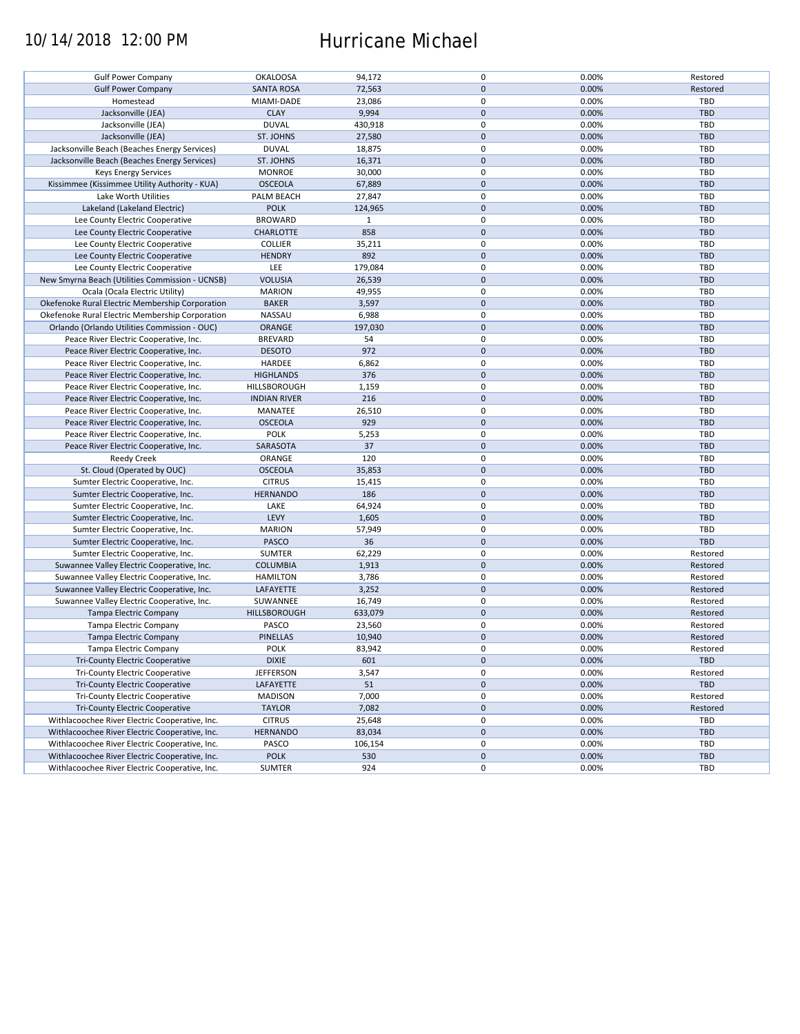10/14/2018 12:00 PM

# Hurricane Michael

| | | | | | |
|---|---|---|---|---|---|
| Gulf Power Company | OKALOOSA | 94,172 | 0 | 0.00% | Restored |
| Gulf Power Company | SANTA ROSA | 72,563 | 0 | 0.00% | Restored |
| Homestead | MIAMI-DADE | 23,086 | 0 | 0.00% | TBD |
| Jacksonville (JEA) | CLAY | 9,994 | 0 | 0.00% | TBD |
| Jacksonville (JEA) | DUVAL | 430,918 | 0 | 0.00% | TBD |
| Jacksonville (JEA) | ST. JOHNS | 27,580 | 0 | 0.00% | TBD |
| Jacksonville Beach (Beaches Energy Services) | DUVAL | 18,875 | 0 | 0.00% | TBD |
| Jacksonville Beach (Beaches Energy Services) | ST. JOHNS | 16,371 | 0 | 0.00% | TBD |
| Keys Energy Services | MONROE | 30,000 | 0 | 0.00% | TBD |
| Kissimmee (Kissimmee Utility Authority - KUA) | OSCEOLA | 67,889 | 0 | 0.00% | TBD |
| Lake Worth Utilities | PALM BEACH | 27,847 | 0 | 0.00% | TBD |
| Lakeland (Lakeland Electric) | POLK | 124,965 | 0 | 0.00% | TBD |
| Lee County Electric Cooperative | BROWARD | 1 | 0 | 0.00% | TBD |
| Lee County Electric Cooperative | CHARLOTTE | 858 | 0 | 0.00% | TBD |
| Lee County Electric Cooperative | COLLIER | 35,211 | 0 | 0.00% | TBD |
| Lee County Electric Cooperative | HENDRY | 892 | 0 | 0.00% | TBD |
| Lee County Electric Cooperative | LEE | 179,084 | 0 | 0.00% | TBD |
| New Smyrna Beach (Utilities Commission - UCNSB) | VOLUSIA | 26,539 | 0 | 0.00% | TBD |
| Ocala (Ocala Electric Utility) | MARION | 49,955 | 0 | 0.00% | TBD |
| Okefenoke Rural Electric Membership Corporation | BAKER | 3,597 | 0 | 0.00% | TBD |
| Okefenoke Rural Electric Membership Corporation | NASSAU | 6,988 | 0 | 0.00% | TBD |
| Orlando (Orlando Utilities Commission - OUC) | ORANGE | 197,030 | 0 | 0.00% | TBD |
| Peace River Electric Cooperative, Inc. | BREVARD | 54 | 0 | 0.00% | TBD |
| Peace River Electric Cooperative, Inc. | DESOTO | 972 | 0 | 0.00% | TBD |
| Peace River Electric Cooperative, Inc. | HARDEE | 6,862 | 0 | 0.00% | TBD |
| Peace River Electric Cooperative, Inc. | HIGHLANDS | 376 | 0 | 0.00% | TBD |
| Peace River Electric Cooperative, Inc. | HILLSBOROUGH | 1,159 | 0 | 0.00% | TBD |
| Peace River Electric Cooperative, Inc. | INDIAN RIVER | 216 | 0 | 0.00% | TBD |
| Peace River Electric Cooperative, Inc. | MANATEE | 26,510 | 0 | 0.00% | TBD |
| Peace River Electric Cooperative, Inc. | OSCEOLA | 929 | 0 | 0.00% | TBD |
| Peace River Electric Cooperative, Inc. | POLK | 5,253 | 0 | 0.00% | TBD |
| Peace River Electric Cooperative, Inc. | SARASOTA | 37 | 0 | 0.00% | TBD |
| Reedy Creek | ORANGE | 120 | 0 | 0.00% | TBD |
| St. Cloud (Operated by OUC) | OSCEOLA | 35,853 | 0 | 0.00% | TBD |
| Sumter Electric Cooperative, Inc. | CITRUS | 15,415 | 0 | 0.00% | TBD |
| Sumter Electric Cooperative, Inc. | HERNANDO | 186 | 0 | 0.00% | TBD |
| Sumter Electric Cooperative, Inc. | LAKE | 64,924 | 0 | 0.00% | TBD |
| Sumter Electric Cooperative, Inc. | LEVY | 1,605 | 0 | 0.00% | TBD |
| Sumter Electric Cooperative, Inc. | MARION | 57,949 | 0 | 0.00% | TBD |
| Sumter Electric Cooperative, Inc. | PASCO | 36 | 0 | 0.00% | TBD |
| Sumter Electric Cooperative, Inc. | SUMTER | 62,229 | 0 | 0.00% | Restored |
| Suwannee Valley Electric Cooperative, Inc. | COLUMBIA | 1,913 | 0 | 0.00% | Restored |
| Suwannee Valley Electric Cooperative, Inc. | HAMILTON | 3,786 | 0 | 0.00% | Restored |
| Suwannee Valley Electric Cooperative, Inc. | LAFAYETTE | 3,252 | 0 | 0.00% | Restored |
| Suwannee Valley Electric Cooperative, Inc. | SUWANNEE | 16,749 | 0 | 0.00% | Restored |
| Tampa Electric Company | HILLSBOROUGH | 633,079 | 0 | 0.00% | Restored |
| Tampa Electric Company | PASCO | 23,560 | 0 | 0.00% | Restored |
| Tampa Electric Company | PINELLAS | 10,940 | 0 | 0.00% | Restored |
| Tampa Electric Company | POLK | 83,942 | 0 | 0.00% | Restored |
| Tri-County Electric Cooperative | DIXIE | 601 | 0 | 0.00% | TBD |
| Tri-County Electric Cooperative | JEFFERSON | 3,547 | 0 | 0.00% | Restored |
| Tri-County Electric Cooperative | LAFAYETTE | 51 | 0 | 0.00% | TBD |
| Tri-County Electric Cooperative | MADISON | 7,000 | 0 | 0.00% | Restored |
| Tri-County Electric Cooperative | TAYLOR | 7,082 | 0 | 0.00% | Restored |
| Withlacoochee River Electric Cooperative, Inc. | CITRUS | 25,648 | 0 | 0.00% | TBD |
| Withlacoochee River Electric Cooperative, Inc. | HERNANDO | 83,034 | 0 | 0.00% | TBD |
| Withlacoochee River Electric Cooperative, Inc. | PASCO | 106,154 | 0 | 0.00% | TBD |
| Withlacoochee River Electric Cooperative, Inc. | POLK | 530 | 0 | 0.00% | TBD |
| Withlacoochee River Electric Cooperative, Inc. | SUMTER | 924 | 0 | 0.00% | TBD |